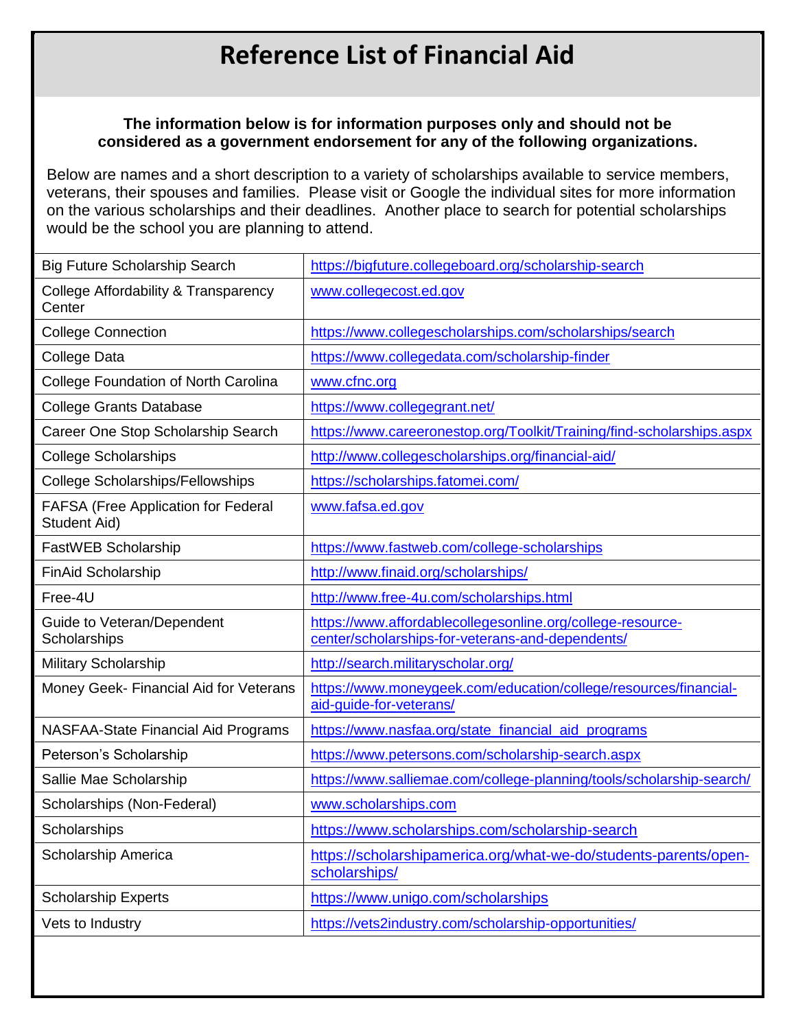# Reference List of Financial Aid

**The information below is for information purposes only and should not be considered as a government endorsement for any of the following organizations.**

Below are names and a short description to a variety of scholarships available to service members, veterans, their spouses and families. Please visit or Google the individual sites for more information on the various scholarships and their deadlines. Another place to search for potential scholarships would be the school you are planning to attend.

| Name | Website |
|---|---|
| Big Future Scholarship Search | https://bigfuture.collegeboard.org/scholarship-search |
| College Affordability & Transparency Center | www.collegecost.ed.gov |
| College Connection | https://www.collegescholarships.com/scholarships/search |
| College Data | https://www.collegedata.com/scholarship-finder |
| College Foundation of North Carolina | www.cfnc.org |
| College Grants Database | https://www.collegegrant.net/ |
| Career One Stop Scholarship Search | https://www.careeronestop.org/Toolkit/Training/find-scholarships.aspx |
| College Scholarships | http://www.collegescholarships.org/financial-aid/ |
| College Scholarships/Fellowships | https://scholarships.fatomei.com/ |
| FAFSA (Free Application for Federal Student Aid) | www.fafsa.ed.gov |
| FastWEB Scholarship | https://www.fastweb.com/college-scholarships |
| FinAid Scholarship | http://www.finaid.org/scholarships/ |
| Free-4U | http://www.free-4u.com/scholarships.html |
| Guide to Veteran/Dependent Scholarships | https://www.affordablecollegesonline.org/college-resource-center/scholarships-for-veterans-and-dependents/ |
| Military Scholarship | http://search.militaryscholar.org/ |
| Money Geek- Financial Aid for Veterans | https://www.moneygeek.com/education/college/resources/financial-aid-guide-for-veterans/ |
| NASFAA-State Financial Aid Programs | https://www.nasfaa.org/state_financial_aid_programs |
| Peterson's Scholarship | https://www.petersons.com/scholarship-search.aspx |
| Sallie Mae Scholarship | https://www.salliemae.com/college-planning/tools/scholarship-search/ |
| Scholarships (Non-Federal) | www.scholarships.com |
| Scholarships | https://www.scholarships.com/scholarship-search |
| Scholarship America | https://scholarshipamerica.org/what-we-do/students-parents/open-scholarships/ |
| Scholarship Experts | https://www.unigo.com/scholarships |
| Vets to Industry | https://vets2industry.com/scholarship-opportunities/ |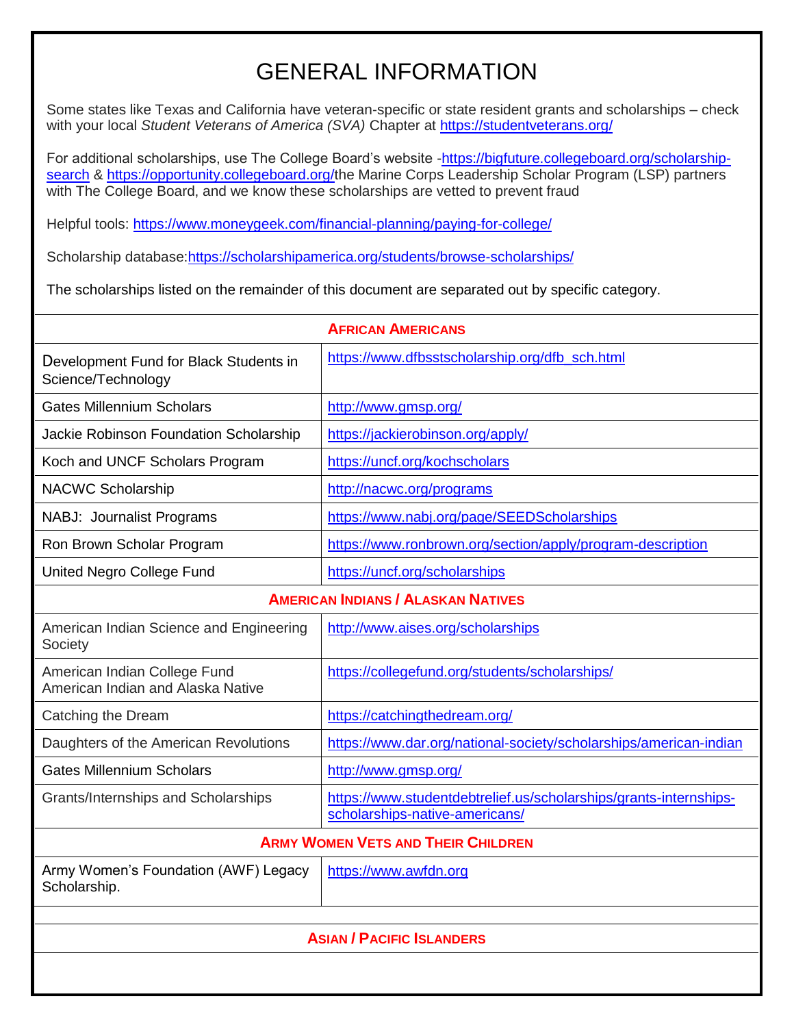# GENERAL INFORMATION

Some states like Texas and California have veteran-specific or state resident grants and scholarships – check with your local *Student Veterans of America (SVA)* Chapter at https://studentveterans.org/

For additional scholarships, use The College Board's website -https://bigfuture.collegeboard.org/scholarship-search & https://opportunity.collegeboard.org/the Marine Corps Leadership Scholar Program (LSP) partners with The College Board, and we know these scholarships are vetted to prevent fraud

Helpful tools: https://www.moneygeek.com/financial-planning/paying-for-college/

Scholarship database:https://scholarshipamerica.org/students/browse-scholarships/

The scholarships listed on the remainder of this document are separated out by specific category.

| **AFRICAN AMERICANS** | |
|---|---|
| Development Fund for Black Students in Science/Technology | https://www.dfbsstscholarship.org/dfb_sch.html |
| Gates Millennium Scholars | http://www.gmsp.org/ |
| Jackie Robinson Foundation Scholarship | https://jackierobinson.org/apply/ |
| Koch and UNCF Scholars Program | https://uncf.org/kochscholars |
| NACWC Scholarship | http://nacwc.org/programs |
| NABJ: Journalist Programs | https://www.nabj.org/page/SEEDScholarships |
| Ron Brown Scholar Program | https://www.ronbrown.org/section/apply/program-description |
| United Negro College Fund | https://uncf.org/scholarships |
| **AMERICAN INDIANS / ALASKAN NATIVES** | |
| American Indian Science and Engineering Society | http://www.aises.org/scholarships |
| American Indian College Fund American Indian and Alaska Native | https://collegefund.org/students/scholarships/ |
| Catching the Dream | https://catchingthedream.org/ |
| Daughters of the American Revolutions | https://www.dar.org/national-society/scholarships/american-indian |
| Gates Millennium Scholars | http://www.gmsp.org/ |
| Grants/Internships and Scholarships | https://www.studentdebtrelief.us/scholarships/grants-internships-scholarships-native-americans/ |
| **ARMY WOMEN VETS AND THEIR CHILDREN** | |
| Army Women's Foundation (AWF) Legacy Scholarship. | https://www.awfdn.org |
| | |
| **ASIAN / PACIFIC ISLANDERS** | |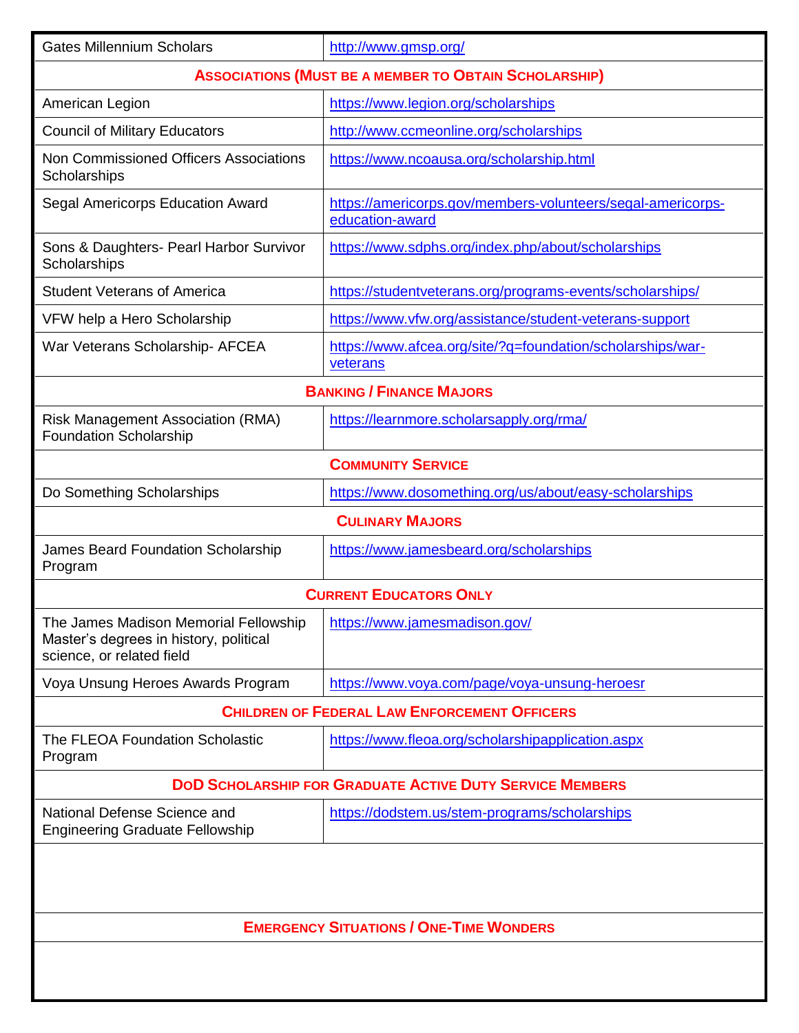| | |
|---|---|
| Gates Millennium Scholars | http://www.gmsp.org/ |
| **Associations (Must be a member to Obtain Scholarship)** | |
| American Legion | https://www.legion.org/scholarships |
| Council of Military Educators | http://www.ccmeonline.org/scholarships |
| Non Commissioned Officers Associations Scholarships | https://www.ncoausa.org/scholarship.html |
| Segal Americorps Education Award | https://americorps.gov/members-volunteers/segal-americorps-education-award |
| Sons & Daughters- Pearl Harbor Survivor Scholarships | https://www.sdphs.org/index.php/about/scholarships |
| Student Veterans of America | https://studentveterans.org/programs-events/scholarships/ |
| VFW help a Hero Scholarship | https://www.vfw.org/assistance/student-veterans-support |
| War Veterans Scholarship- AFCEA | https://www.afcea.org/site/?q=foundation/scholarships/war-veterans |
| **Banking / Finance Majors** | |
| Risk Management Association (RMA) Foundation Scholarship | https://learnmore.scholarsapply.org/rma/ |
| **Community Service** | |
| Do Something Scholarships | https://www.dosomething.org/us/about/easy-scholarships |
| **Culinary Majors** | |
| James Beard Foundation Scholarship Program | https://www.jamesbeard.org/scholarships |
| **Current Educators Only** | |
| The James Madison Memorial Fellowship Master's degrees in history, political science, or related field | https://www.jamesmadison.gov/ |
| Voya Unsung Heroes Awards Program | https://www.voya.com/page/voya-unsung-heroesr |
| **Children of Federal Law Enforcement Officers** | |
| The FLEOA Foundation Scholastic Program | https://www.fleoa.org/scholarshipapplication.aspx |
| **DoD Scholarship for Graduate Active Duty Service Members** | |
| National Defense Science and Engineering Graduate Fellowship | https://dodstem.us/stem-programs/scholarships |
| | |
| **Emergency Situations / One-Time Wonders** | |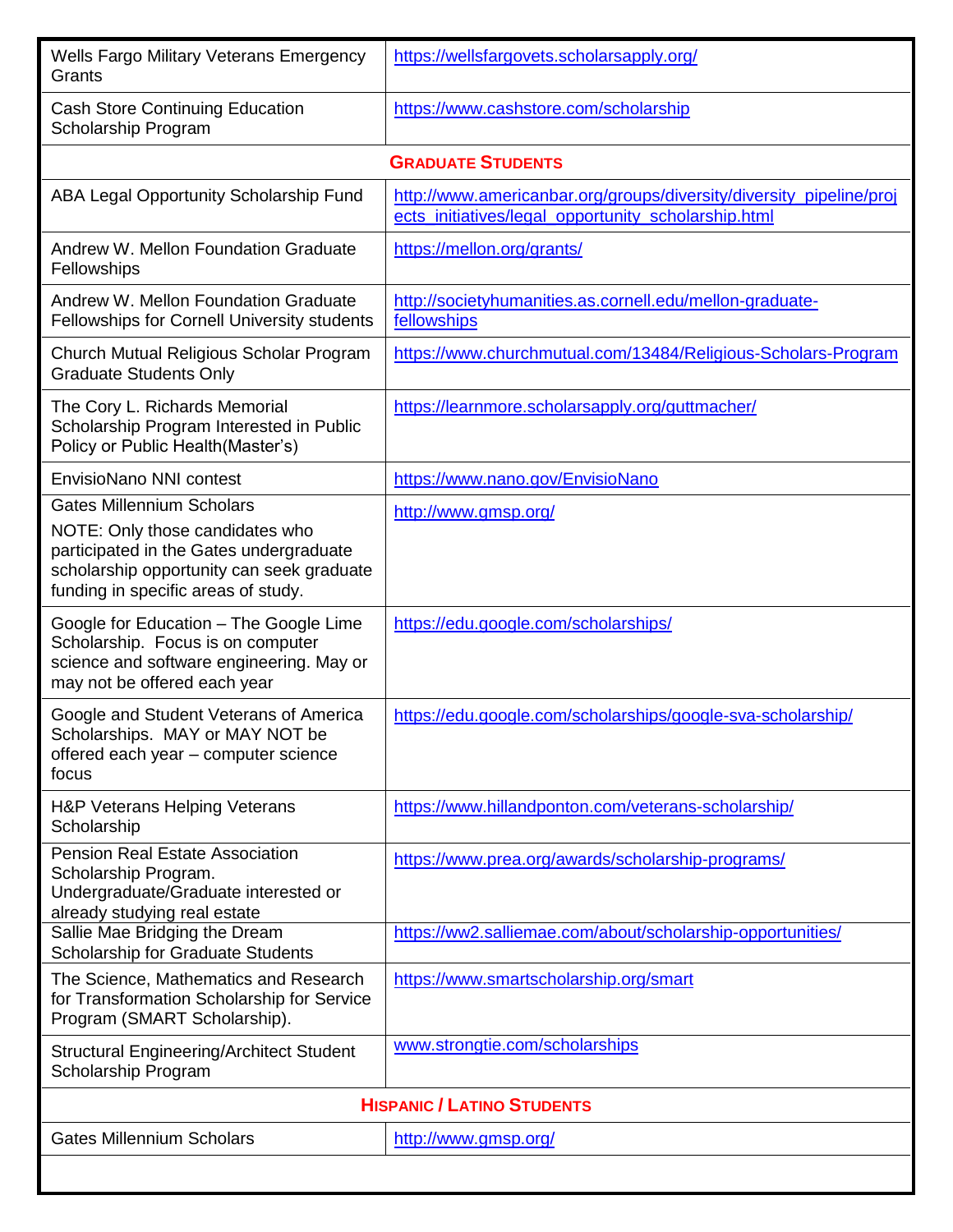| | |
|---|---|
| Wells Fargo Military Veterans Emergency Grants | https://wellsfargovets.scholarsapply.org/ |
| Cash Store Continuing Education Scholarship Program | https://www.cashstore.com/scholarship |
| **GRADUATE STUDENTS** | |
| ABA Legal Opportunity Scholarship Fund | http://www.americanbar.org/groups/diversity/diversity_pipeline/projects_initiatives/legal_opportunity_scholarship.html |
| Andrew W. Mellon Foundation Graduate Fellowships | https://mellon.org/grants/ |
| Andrew W. Mellon Foundation Graduate Fellowships for Cornell University students | http://societyhumanities.as.cornell.edu/mellon-graduate-fellowships |
| Church Mutual Religious Scholar Program Graduate Students Only | https://www.churchmutual.com/13484/Religious-Scholars-Program |
| The Cory L. Richards Memorial Scholarship Program Interested in Public Policy or Public Health(Master's) | https://learnmore.scholarsapply.org/guttmacher/ |
| EnvisioNano NNI contest | https://www.nano.gov/EnvisioNano |
| Gates Millennium Scholars<br>NOTE: Only those candidates who participated in the Gates undergraduate scholarship opportunity can seek graduate funding in specific areas of study. | http://www.gmsp.org/ |
| Google for Education – The Google Lime Scholarship. Focus is on computer science and software engineering. May or may not be offered each year | https://edu.google.com/scholarships/ |
| Google and Student Veterans of America Scholarships. MAY or MAY NOT be offered each year – computer science focus | https://edu.google.com/scholarships/google-sva-scholarship/ |
| H&P Veterans Helping Veterans Scholarship | https://www.hillandponton.com/veterans-scholarship/ |
| Pension Real Estate Association Scholarship Program. Undergraduate/Graduate interested or already studying real estate | https://www.prea.org/awards/scholarship-programs/ |
| Sallie Mae Bridging the Dream Scholarship for Graduate Students | https://ww2.salliemae.com/about/scholarship-opportunities/ |
| The Science, Mathematics and Research for Transformation Scholarship for Service Program (SMART Scholarship). | https://www.smartscholarship.org/smart |
| Structural Engineering/Architect Student Scholarship Program | www.strongtie.com/scholarships |
| **HISPANIC / LATINO STUDENTS** | |
| Gates Millennium Scholars | http://www.gmsp.org/ |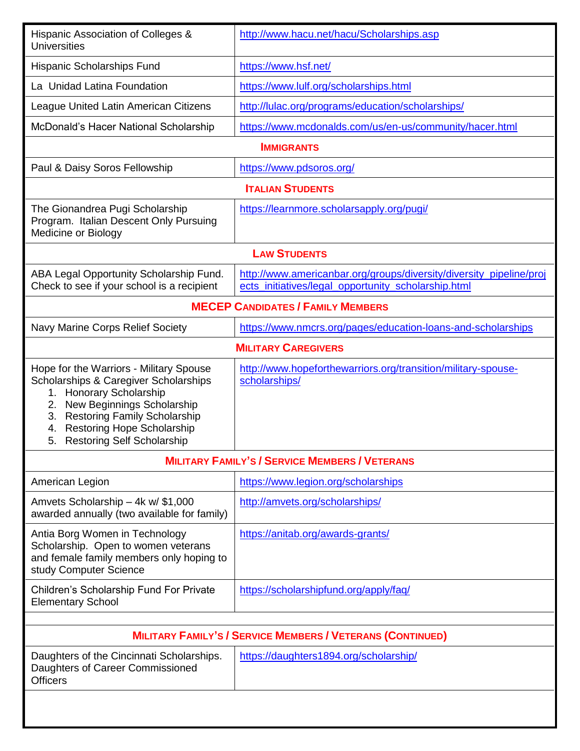| | |
|---|---|
| Hispanic Association of Colleges & Universities | http://www.hacu.net/hacu/Scholarships.asp |
| Hispanic Scholarships Fund | https://www.hsf.net/ |
| La Unidad Latina Foundation | https://www.lulf.org/scholarships.html |
| League United Latin American Citizens | http://lulac.org/programs/education/scholarships/ |
| McDonald's Hacer National Scholarship | https://www.mcdonalds.com/us/en-us/community/hacer.html |
| **IMMIGRANTS** | |
| Paul & Daisy Soros Fellowship | https://www.pdsoros.org/ |
| **ITALIAN STUDENTS** | |
| The Gionandrea Pugi Scholarship Program. Italian Descent Only Pursuing Medicine or Biology | https://learnmore.scholarsapply.org/pugi/ |
| **LAW STUDENTS** | |
| ABA Legal Opportunity Scholarship Fund. Check to see if your school is a recipient | http://www.americanbar.org/groups/diversity/diversity_pipeline/projects_initiatives/legal_opportunity_scholarship.html |
| **MECEP CANDIDATES / FAMILY MEMBERS** | |
| Navy Marine Corps Relief Society | https://www.nmcrs.org/pages/education-loans-and-scholarships |
| **MILITARY CAREGIVERS** | |
| Hope for the Warriors - Military Spouse Scholarships & Caregiver Scholarships<br>1. Honorary Scholarship<br>2. New Beginnings Scholarship<br>3. Restoring Family Scholarship<br>4. Restoring Hope Scholarship<br>5. Restoring Self Scholarship | http://www.hopeforthewarriors.org/transition/military-spouse-scholarships/ |
| **MILITARY FAMILY'S / SERVICE MEMBERS / VETERANS** | |
| American Legion | https://www.legion.org/scholarships |
| Amvets Scholarship – 4k w/ $1,000 awarded annually (two available for family) | http://amvets.org/scholarships/ |
| Antia Borg Women in Technology Scholarship. Open to women veterans and female family members only hoping to study Computer Science | https://anitab.org/awards-grants/ |
| Children's Scholarship Fund For Private Elementary School | https://scholarshipfund.org/apply/faq/ |
| **MILITARY FAMILY'S / SERVICE MEMBERS / VETERANS (CONTINUED)** | |
| Daughters of the Cincinnati Scholarships. Daughters of Career Commissioned Officers | https://daughters1894.org/scholarship/ |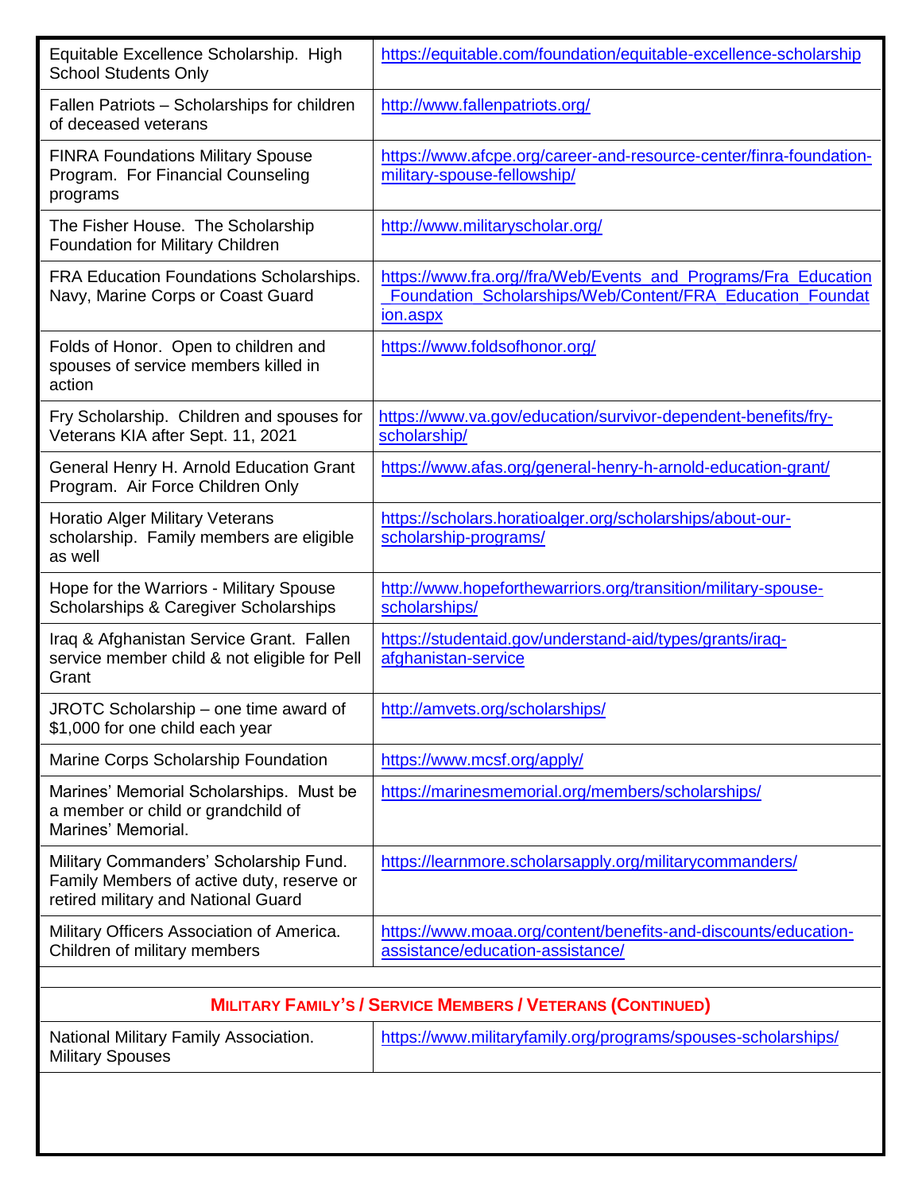| | |
|---|---|
| Equitable Excellence Scholarship. High School Students Only | https://equitable.com/foundation/equitable-excellence-scholarship |
| Fallen Patriots – Scholarships for children of deceased veterans | http://www.fallenpatriots.org/ |
| FINRA Foundations Military Spouse Program. For Financial Counseling programs | https://www.afcpe.org/career-and-resource-center/finra-foundation-military-spouse-fellowship/ |
| The Fisher House. The Scholarship Foundation for Military Children | http://www.militaryscholar.org/ |
| FRA Education Foundations Scholarships. Navy, Marine Corps or Coast Guard | https://www.fra.org//fra/Web/Events_and_Programs/Fra_Education_Foundation_Scholarships/Web/Content/FRA_Education_Foundation.aspx |
| Folds of Honor. Open to children and spouses of service members killed in action | https://www.foldsofhonor.org/ |
| Fry Scholarship. Children and spouses for Veterans KIA after Sept. 11, 2021 | https://www.va.gov/education/survivor-dependent-benefits/fry-scholarship/ |
| General Henry H. Arnold Education Grant Program. Air Force Children Only | https://www.afas.org/general-henry-h-arnold-education-grant/ |
| Horatio Alger Military Veterans scholarship. Family members are eligible as well | https://scholars.horatioalger.org/scholarships/about-our-scholarship-programs/ |
| Hope for the Warriors - Military Spouse Scholarships & Caregiver Scholarships | http://www.hopeforthewarriors.org/transition/military-spouse-scholarships/ |
| Iraq & Afghanistan Service Grant. Fallen service member child & not eligible for Pell Grant | https://studentaid.gov/understand-aid/types/grants/iraq-afghanistan-service |
| JROTC Scholarship – one time award of $1,000 for one child each year | http://amvets.org/scholarships/ |
| Marine Corps Scholarship Foundation | https://www.mcsf.org/apply/ |
| Marines' Memorial Scholarships. Must be a member or child or grandchild of Marines' Memorial. | https://marinesmemorial.org/members/scholarships/ |
| Military Commanders' Scholarship Fund. Family Members of active duty, reserve or retired military and National Guard | https://learnmore.scholarsapply.org/militarycommanders/ |
| Military Officers Association of America. Children of military members | https://www.moaa.org/content/benefits-and-discounts/education-assistance/education-assistance/ |

**MILITARY FAMILY'S / SERVICE MEMBERS / VETERANS (CONTINUED)**

| | |
|---|---|
| National Military Family Association. Military Spouses | https://www.militaryfamily.org/programs/spouses-scholarships/ |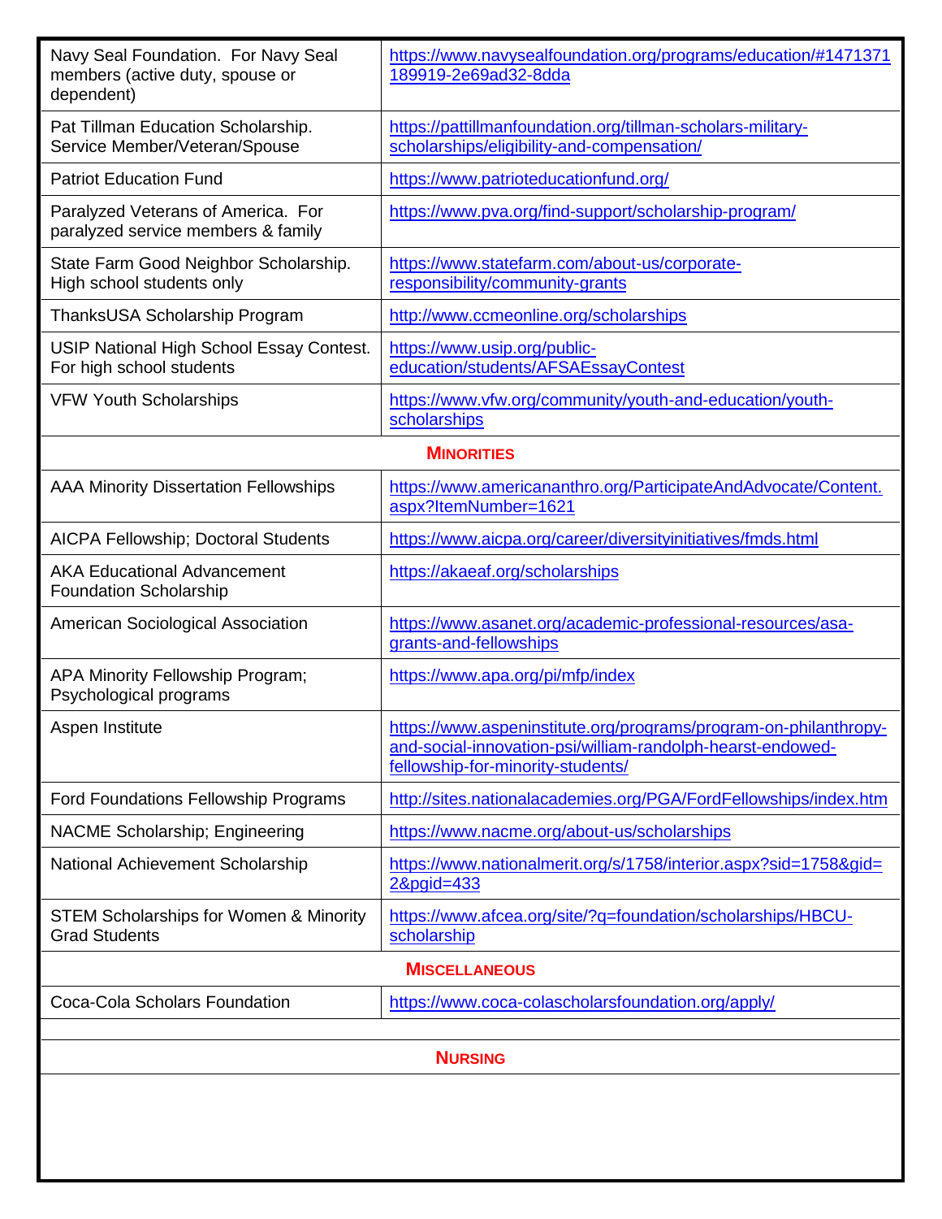| | |
|---|---|
| Navy Seal Foundation. For Navy Seal members (active duty, spouse or dependent) | https://www.navysealfoundation.org/programs/education/#1471371189919-2e69ad32-8dda |
| Pat Tillman Education Scholarship. Service Member/Veteran/Spouse | https://pattillmanfoundation.org/tillman-scholars-military-scholarships/eligibility-and-compensation/ |
| Patriot Education Fund | https://www.patrioteducationfund.org/ |
| Paralyzed Veterans of America. For paralyzed service members & family | https://www.pva.org/find-support/scholarship-program/ |
| State Farm Good Neighbor Scholarship. High school students only | https://www.statefarm.com/about-us/corporate-responsibility/community-grants |
| ThanksUSA Scholarship Program | http://www.ccmeonline.org/scholarships |
| USIP National High School Essay Contest. For high school students | https://www.usip.org/public-education/students/AFSAEssayContest |
| VFW Youth Scholarships | https://www.vfw.org/community/youth-and-education/youth-scholarships |
| **MINORITIES** | |
| AAA Minority Dissertation Fellowships | https://www.americananthro.org/ParticipateAndAdvocate/Content.aspx?ItemNumber=1621 |
| AICPA Fellowship; Doctoral Students | https://www.aicpa.org/career/diversityinitiatives/fmds.html |
| AKA Educational Advancement Foundation Scholarship | https://akaeaf.org/scholarships |
| American Sociological Association | https://www.asanet.org/academic-professional-resources/asa-grants-and-fellowships |
| APA Minority Fellowship Program; Psychological programs | https://www.apa.org/pi/mfp/index |
| Aspen Institute | https://www.aspeninstitute.org/programs/program-on-philanthropy-and-social-innovation-psi/william-randolph-hearst-endowed-fellowship-for-minority-students/ |
| Ford Foundations Fellowship Programs | http://sites.nationalacademies.org/PGA/FordFellowships/index.htm |
| NACME Scholarship; Engineering | https://www.nacme.org/about-us/scholarships |
| National Achievement Scholarship | https://www.nationalmerit.org/s/1758/interior.aspx?sid=1758&gid=2&pgid=433 |
| STEM Scholarships for Women & Minority Grad Students | https://www.afcea.org/site/?q=foundation/scholarships/HBCU-scholarship |
| **MISCELLANEOUS** | |
| Coca-Cola Scholars Foundation | https://www.coca-colascholarsfoundation.org/apply/ |
| | |
| **NURSING** | |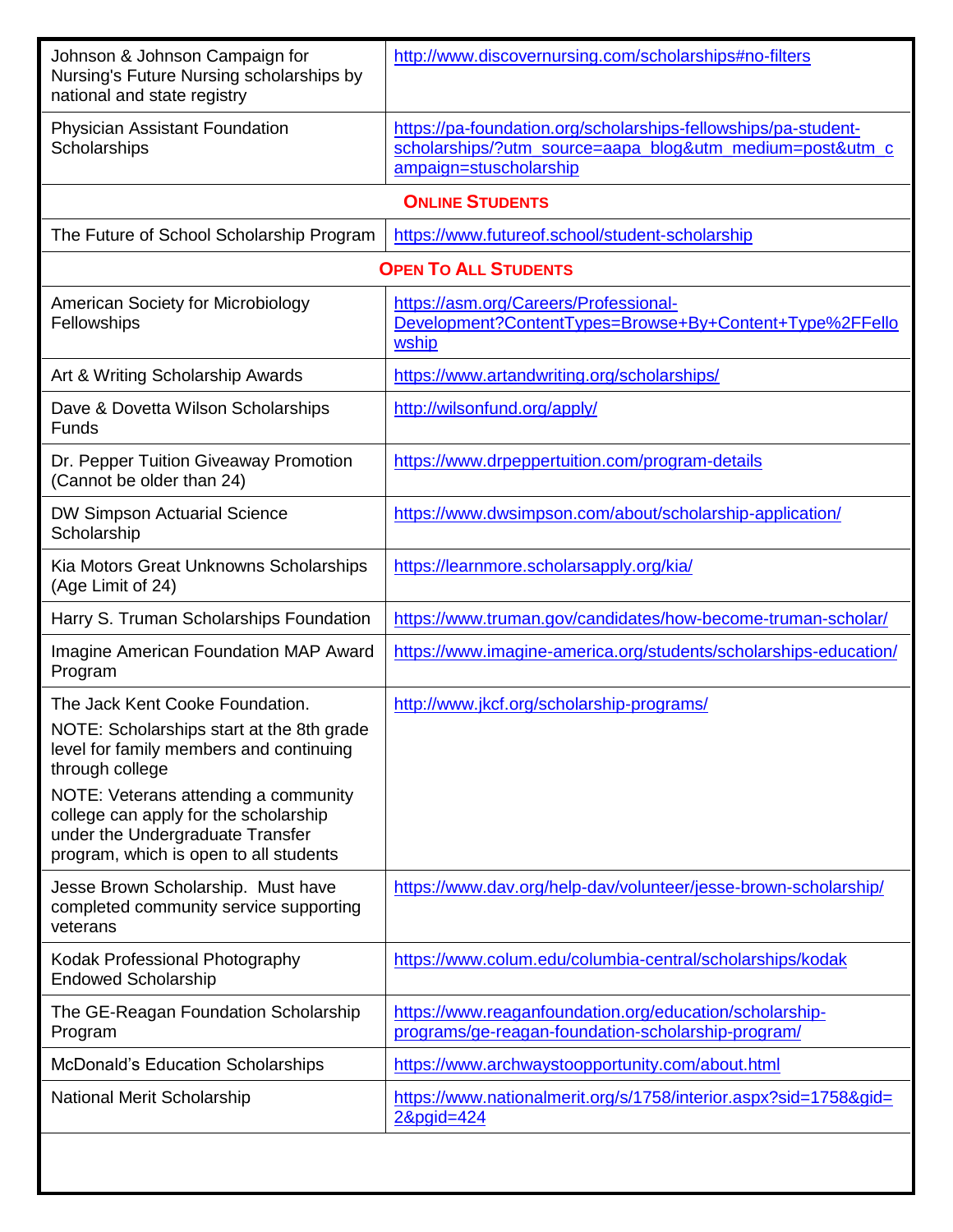| | |
|---|---|
| Johnson & Johnson Campaign for Nursing's Future Nursing scholarships by national and state registry | http://www.discovernursing.com/scholarships#no-filters |
| Physician Assistant Foundation Scholarships | https://pa-foundation.org/scholarships-fellowships/pa-student-scholarships/?utm_source=aapa_blog&utm_medium=post&utm_campaign=stuscholarship |
| **ONLINE STUDENTS** | |
| The Future of School Scholarship Program | https://www.futureof.school/student-scholarship |
| **OPEN TO ALL STUDENTS** | |
| American Society for Microbiology Fellowships | https://asm.org/Careers/Professional-Development?ContentTypes=Browse+By+Content+Type%2FFellowship |
| Art & Writing Scholarship Awards | https://www.artandwriting.org/scholarships/ |
| Dave & Dovetta Wilson Scholarships Funds | http://wilsonfund.org/apply/ |
| Dr. Pepper Tuition Giveaway Promotion (Cannot be older than 24) | https://www.drpeppertuition.com/program-details |
| DW Simpson Actuarial Science Scholarship | https://www.dwsimpson.com/about/scholarship-application/ |
| Kia Motors Great Unknowns Scholarships (Age Limit of 24) | https://learnmore.scholarsapply.org/kia/ |
| Harry S. Truman Scholarships Foundation | https://www.truman.gov/candidates/how-become-truman-scholar/ |
| Imagine American Foundation MAP Award Program | https://www.imagine-america.org/students/scholarships-education/ |
| The Jack Kent Cooke Foundation.<br>NOTE: Scholarships start at the 8th grade level for family members and continuing through college<br>NOTE: Veterans attending a community college can apply for the scholarship under the Undergraduate Transfer program, which is open to all students | http://www.jkcf.org/scholarship-programs/ |
| Jesse Brown Scholarship. Must have completed community service supporting veterans | https://www.dav.org/help-dav/volunteer/jesse-brown-scholarship/ |
| Kodak Professional Photography Endowed Scholarship | https://www.colum.edu/columbia-central/scholarships/kodak |
| The GE-Reagan Foundation Scholarship Program | https://www.reaganfoundation.org/education/scholarship-programs/ge-reagan-foundation-scholarship-program/ |
| McDonald's Education Scholarships | https://www.archwaystoopportunity.com/about.html |
| National Merit Scholarship | https://www.nationalmerit.org/s/1758/interior.aspx?sid=1758&gid=2&pgid=424 |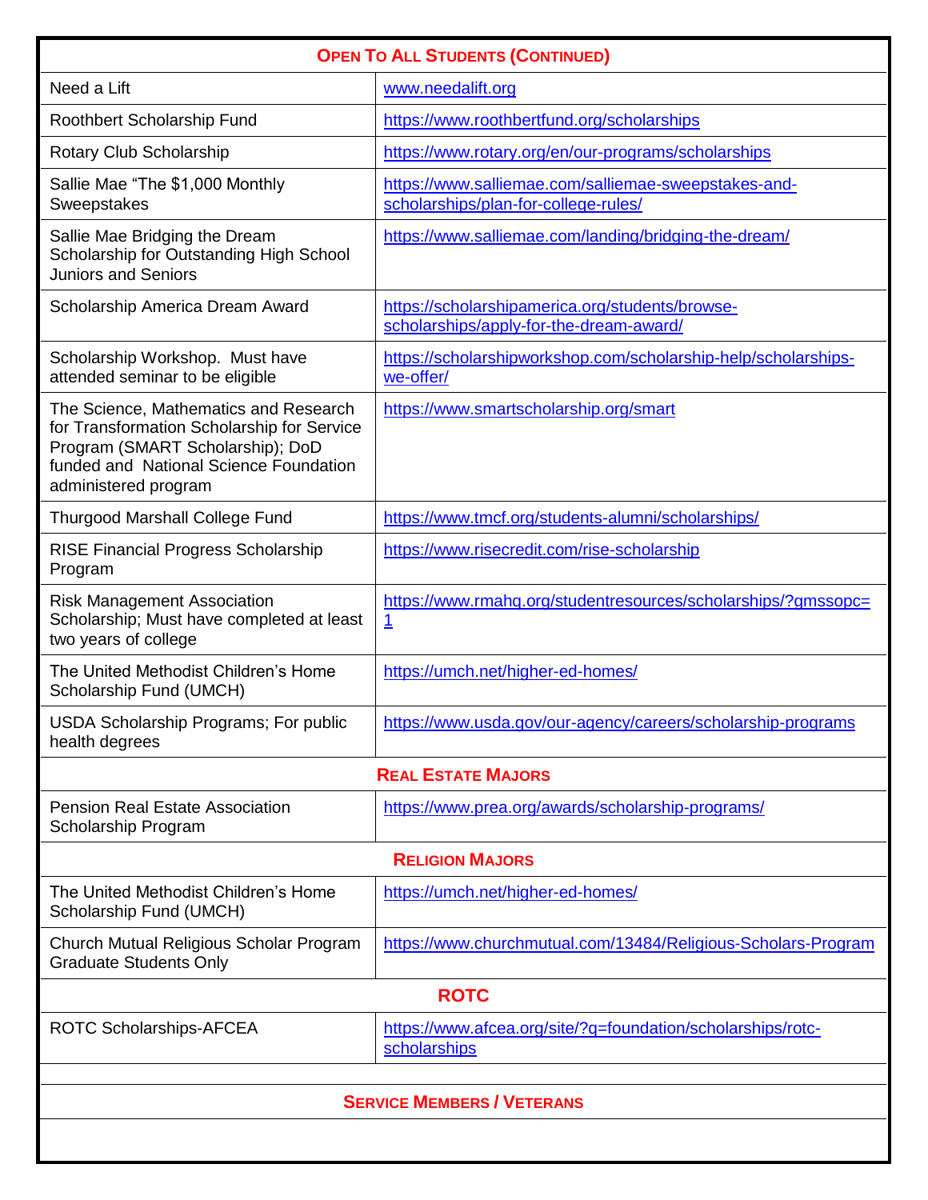| **Open To All Students (Continued)** | |
|---|---|
| Need a Lift | www.needalift.org |
| Roothbert Scholarship Fund | https://www.roothbertfund.org/scholarships |
| Rotary Club Scholarship | https://www.rotary.org/en/our-programs/scholarships |
| Sallie Mae "The $1,000 Monthly Sweepstakes | https://www.salliemae.com/salliemae-sweepstakes-and-scholarships/plan-for-college-rules/ |
| Sallie Mae Bridging the Dream Scholarship for Outstanding High School Juniors and Seniors | https://www.salliemae.com/landing/bridging-the-dream/ |
| Scholarship America Dream Award | https://scholarshipamerica.org/students/browse-scholarships/apply-for-the-dream-award/ |
| Scholarship Workshop. Must have attended seminar to be eligible | https://scholarshipworkshop.com/scholarship-help/scholarships-we-offer/ |
| The Science, Mathematics and Research for Transformation Scholarship for Service Program (SMART Scholarship); DoD funded and National Science Foundation administered program | https://www.smartscholarship.org/smart |
| Thurgood Marshall College Fund | https://www.tmcf.org/students-alumni/scholarships/ |
| RISE Financial Progress Scholarship Program | https://www.risecredit.com/rise-scholarship |
| Risk Management Association Scholarship; Must have completed at least two years of college | https://www.rmahq.org/studentresources/scholarships/?gmssopc=1 |
| The United Methodist Children's Home Scholarship Fund (UMCH) | https://umch.net/higher-ed-homes/ |
| USDA Scholarship Programs; For public health degrees | https://www.usda.gov/our-agency/careers/scholarship-programs |
| **Real Estate Majors** | |
| Pension Real Estate Association Scholarship Program | https://www.prea.org/awards/scholarship-programs/ |
| **Religion Majors** | |
| The United Methodist Children's Home Scholarship Fund (UMCH) | https://umch.net/higher-ed-homes/ |
| Church Mutual Religious Scholar Program Graduate Students Only | https://www.churchmutual.com/13484/Religious-Scholars-Program |
| **ROTC** | |
| ROTC Scholarships-AFCEA | https://www.afcea.org/site/?q=foundation/scholarships/rotc-scholarships |
| | |
| **Service Members / Veterans** | |
| | |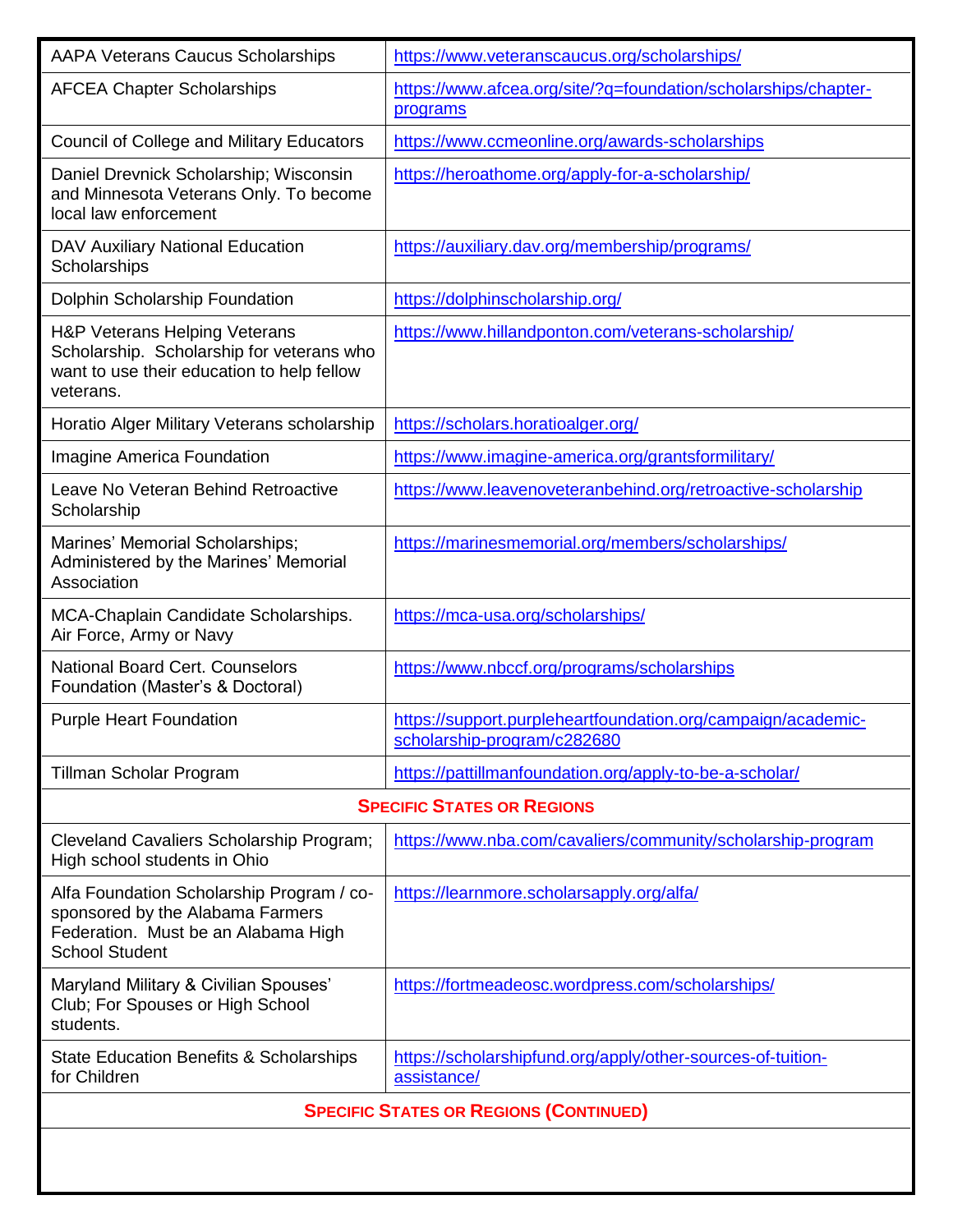| | |
|---|---|
| AAPA Veterans Caucus Scholarships | https://www.veteranscaucus.org/scholarships/ |
| AFCEA Chapter Scholarships | https://www.afcea.org/site/?q=foundation/scholarships/chapter-programs |
| Council of College and Military Educators | https://www.ccmeonline.org/awards-scholarships |
| Daniel Drevnick Scholarship; Wisconsin and Minnesota Veterans Only. To become local law enforcement | https://heroathome.org/apply-for-a-scholarship/ |
| DAV Auxiliary National Education Scholarships | https://auxiliary.dav.org/membership/programs/ |
| Dolphin Scholarship Foundation | https://dolphinscholarship.org/ |
| H&P Veterans Helping Veterans Scholarship. Scholarship for veterans who want to use their education to help fellow veterans. | https://www.hillandponton.com/veterans-scholarship/ |
| Horatio Alger Military Veterans scholarship | https://scholars.horatioalger.org/ |
| Imagine America Foundation | https://www.imagine-america.org/grantsformilitary/ |
| Leave No Veteran Behind Retroactive Scholarship | https://www.leavenoveteranbehind.org/retroactive-scholarship |
| Marines' Memorial Scholarships; Administered by the Marines' Memorial Association | https://marinesmemorial.org/members/scholarships/ |
| MCA-Chaplain Candidate Scholarships. Air Force, Army or Navy | https://mca-usa.org/scholarships/ |
| National Board Cert. Counselors Foundation (Master's & Doctoral) | https://www.nbccf.org/programs/scholarships |
| Purple Heart Foundation | https://support.purpleheartfoundation.org/campaign/academic-scholarship-program/c282680 |
| Tillman Scholar Program | https://pattillmanfoundation.org/apply-to-be-a-scholar/ |
| **SPECIFIC STATES OR REGIONS** | |
| Cleveland Cavaliers Scholarship Program; High school students in Ohio | https://www.nba.com/cavaliers/community/scholarship-program |
| Alfa Foundation Scholarship Program / co-sponsored by the Alabama Farmers Federation. Must be an Alabama High School Student | https://learnmore.scholarsapply.org/alfa/ |
| Maryland Military & Civilian Spouses' Club; For Spouses or High School students. | https://fortmeadeosc.wordpress.com/scholarships/ |
| State Education Benefits & Scholarships for Children | https://scholarshipfund.org/apply/other-sources-of-tuition-assistance/ |
| **SPECIFIC STATES OR REGIONS (CONTINUED)** | |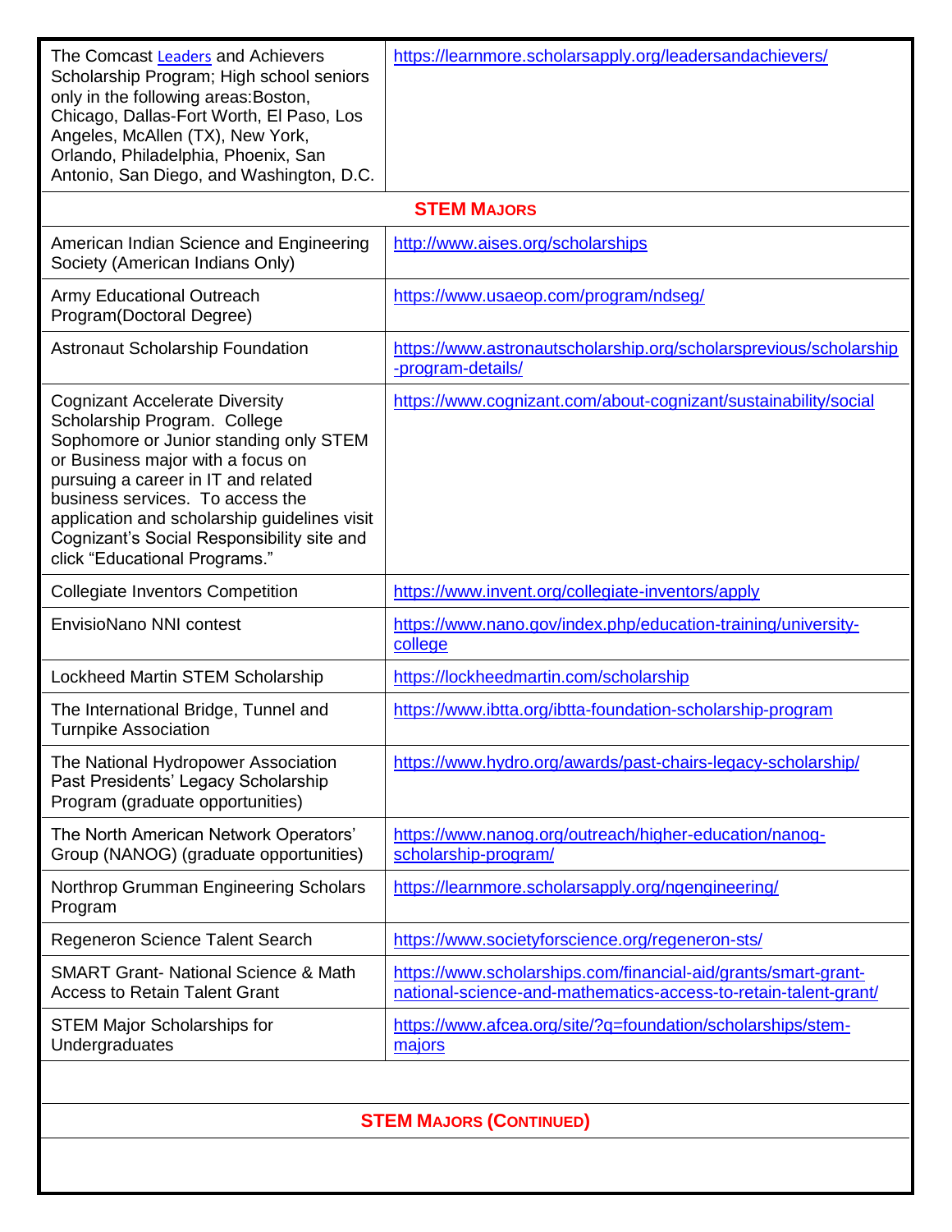| | |
|---|---|
| The Comcast Leaders and Achievers Scholarship Program; High school seniors only in the following areas:Boston, Chicago, Dallas-Fort Worth, El Paso, Los Angeles, McAllen (TX), New York, Orlando, Philadelphia, Phoenix, San Antonio, San Diego, and Washington, D.C. | https://learnmore.scholarsapply.org/leadersandachievers/ |
| **STEM MAJORS** | |
| American Indian Science and Engineering Society (American Indians Only) | http://www.aises.org/scholarships |
| Army Educational Outreach Program(Doctoral Degree) | https://www.usaeop.com/program/ndseg/ |
| Astronaut Scholarship Foundation | https://www.astronautscholarship.org/scholarsprevious/scholarship-program-details/ |
| Cognizant Accelerate Diversity Scholarship Program. College Sophomore or Junior standing only STEM or Business major with a focus on pursuing a career in IT and related business services. To access the application and scholarship guidelines visit Cognizant's Social Responsibility site and click "Educational Programs." | https://www.cognizant.com/about-cognizant/sustainability/social |
| Collegiate Inventors Competition | https://www.invent.org/collegiate-inventors/apply |
| EnvisioNano NNI contest | https://www.nano.gov/index.php/education-training/university-college |
| Lockheed Martin STEM Scholarship | https://lockheedmartin.com/scholarship |
| The International Bridge, Tunnel and Turnpike Association | https://www.ibtta.org/ibtta-foundation-scholarship-program |
| The National Hydropower Association Past Presidents' Legacy Scholarship Program (graduate opportunities) | https://www.hydro.org/awards/past-chairs-legacy-scholarship/ |
| The North American Network Operators' Group (NANOG) (graduate opportunities) | https://www.nanog.org/outreach/higher-education/nanog-scholarship-program/ |
| Northrop Grumman Engineering Scholars Program | https://learnmore.scholarsapply.org/ngengineering/ |
| Regeneron Science Talent Search | https://www.societyforscience.org/regeneron-sts/ |
| SMART Grant- National Science & Math Access to Retain Talent Grant | https://www.scholarships.com/financial-aid/grants/smart-grant-national-science-and-mathematics-access-to-retain-talent-grant/ |
| STEM Major Scholarships for Undergraduates | https://www.afcea.org/site/?q=foundation/scholarships/stem-majors |
| | |
| **STEM MAJORS (CONTINUED)** | |
| | |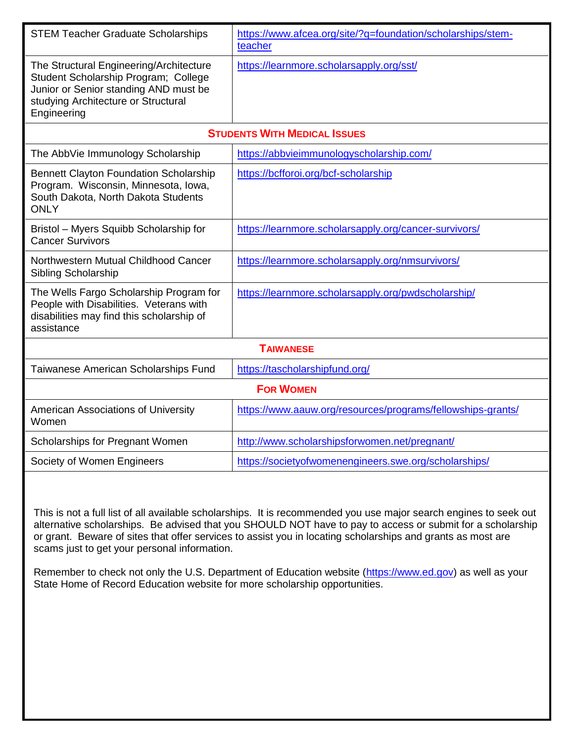| | |
|---|---|
| STEM Teacher Graduate Scholarships | https://www.afcea.org/site/?q=foundation/scholarships/stem-teacher |
| The Structural Engineering/Architecture Student Scholarship Program; College Junior or Senior standing AND must be studying Architecture or Structural Engineering | https://learnmore.scholarsapply.org/sst/ |
| **STUDENTS WITH MEDICAL ISSUES** | |
| The AbbVie Immunology Scholarship | https://abbvieimmunologyscholarship.com/ |
| Bennett Clayton Foundation Scholarship Program. Wisconsin, Minnesota, Iowa, South Dakota, North Dakota Students ONLY | https://bcfforoi.org/bcf-scholarship |
| Bristol – Myers Squibb Scholarship for Cancer Survivors | https://learnmore.scholarsapply.org/cancer-survivors/ |
| Northwestern Mutual Childhood Cancer Sibling Scholarship | https://learnmore.scholarsapply.org/nmsurvivors/ |
| The Wells Fargo Scholarship Program for People with Disabilities. Veterans with disabilities may find this scholarship of assistance | https://learnmore.scholarsapply.org/pwdscholarship/ |
| **TAIWANESE** | |
| Taiwanese American Scholarships Fund | https://tascholarshipfund.org/ |
| **FOR WOMEN** | |
| American Associations of University Women | https://www.aauw.org/resources/programs/fellowships-grants/ |
| Scholarships for Pregnant Women | http://www.scholarshipsforwomen.net/pregnant/ |
| Society of Women Engineers | https://societyofwomenengineers.swe.org/scholarships/ |

This is not a full list of all available scholarships. It is recommended you use major search engines to seek out alternative scholarships. Be advised that you SHOULD NOT have to pay to access or submit for a scholarship or grant. Beware of sites that offer services to assist you in locating scholarships and grants as most are scams just to get your personal information.

Remember to check not only the U.S. Department of Education website (https://www.ed.gov) as well as your State Home of Record Education website for more scholarship opportunities.